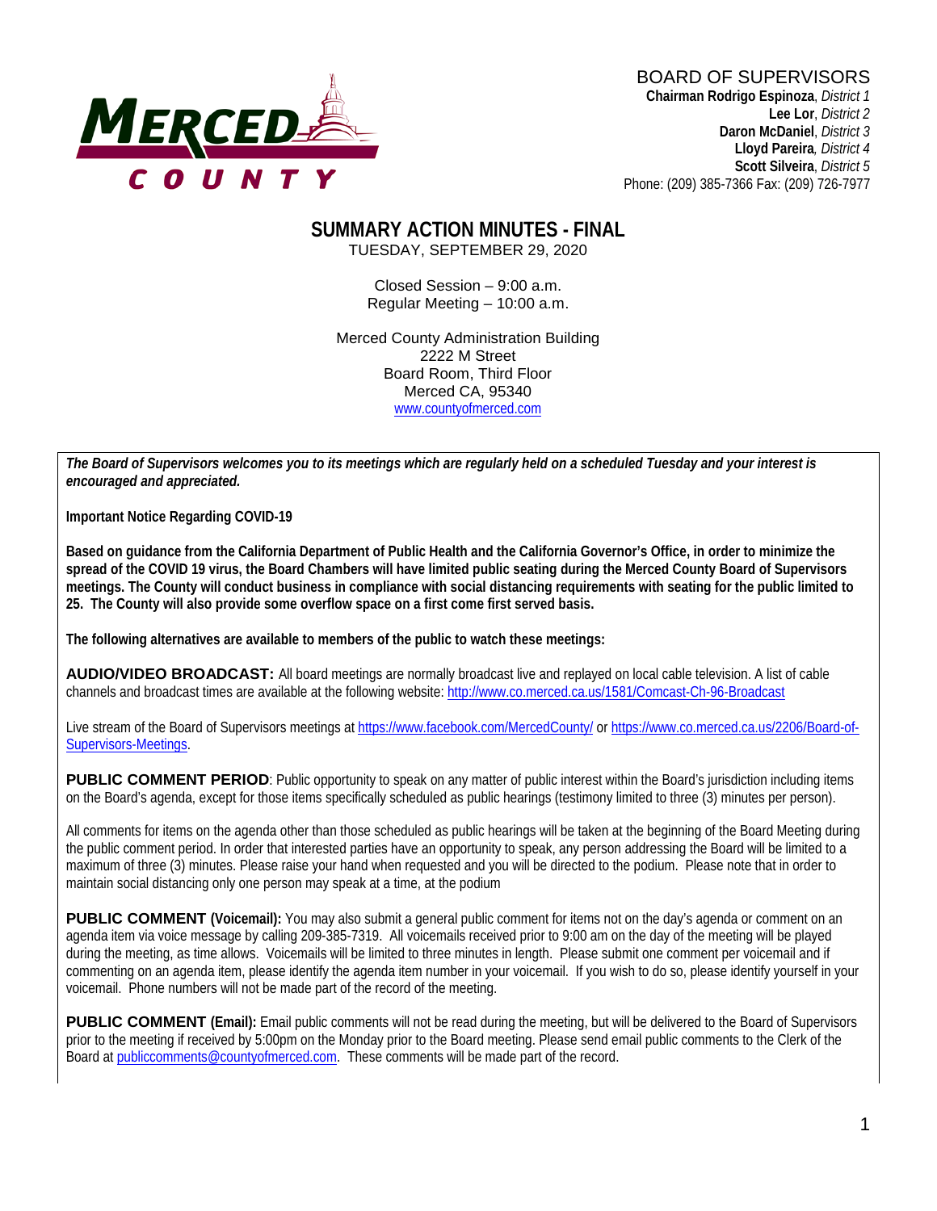BOARD OF SUPERVISORS

**Chairman Rodrigo Espinoza**, *District 1*
**Lee Lor**, *District 2*
**Daron McDaniel**, *District 3*
**Lloyd Pareira**, *District 4*
**Scott Silveira**, *District 5*
Phone: (209) 385-7366 Fax: (209) 726-7977

# SUMMARY ACTION MINUTES - FINAL

TUESDAY, SEPTEMBER 29, 2020

Closed Session – 9:00 a.m.
Regular Meeting – 10:00 a.m.

Merced County Administration Building
2222 M Street
Board Room, Third Floor
Merced CA, 95340
www.countyofmerced.com

***The Board of Supervisors welcomes you to its meetings which are regularly held on a scheduled Tuesday and your interest is encouraged and appreciated.***

**Important Notice Regarding COVID-19**

**Based on guidance from the California Department of Public Health and the California Governor's Office, in order to minimize the spread of the COVID 19 virus, the Board Chambers will have limited public seating during the Merced County Board of Supervisors meetings. The County will conduct business in compliance with social distancing requirements with seating for the public limited to 25. The County will also provide some overflow space on a first come first served basis.**

**The following alternatives are available to members of the public to watch these meetings:**

**AUDIO/VIDEO BROADCAST:** All board meetings are normally broadcast live and replayed on local cable television. A list of cable channels and broadcast times are available at the following website: http://www.co.merced.ca.us/1581/Comcast-Ch-96-Broadcast

Live stream of the Board of Supervisors meetings at https://www.facebook.com/MercedCounty/ or https://www.co.merced.ca.us/2206/Board-of-Supervisors-Meetings.

**PUBLIC COMMENT PERIOD**: Public opportunity to speak on any matter of public interest within the Board's jurisdiction including items on the Board's agenda, except for those items specifically scheduled as public hearings (testimony limited to three (3) minutes per person).

All comments for items on the agenda other than those scheduled as public hearings will be taken at the beginning of the Board Meeting during the public comment period. In order that interested parties have an opportunity to speak, any person addressing the Board will be limited to a maximum of three (3) minutes. Please raise your hand when requested and you will be directed to the podium. Please note that in order to maintain social distancing only one person may speak at a time, at the podium

**PUBLIC COMMENT (Voicemail):** You may also submit a general public comment for items not on the day's agenda or comment on an agenda item via voice message by calling 209-385-7319. All voicemails received prior to 9:00 am on the day of the meeting will be played during the meeting, as time allows. Voicemails will be limited to three minutes in length. Please submit one comment per voicemail and if commenting on an agenda item, please identify the agenda item number in your voicemail. If you wish to do so, please identify yourself in your voicemail. Phone numbers will not be made part of the record of the meeting.

**PUBLIC COMMENT (Email):** Email public comments will not be read during the meeting, but will be delivered to the Board of Supervisors prior to the meeting if received by 5:00pm on the Monday prior to the Board meeting. Please send email public comments to the Clerk of the Board at publiccomments@countyofmerced.com. These comments will be made part of the record.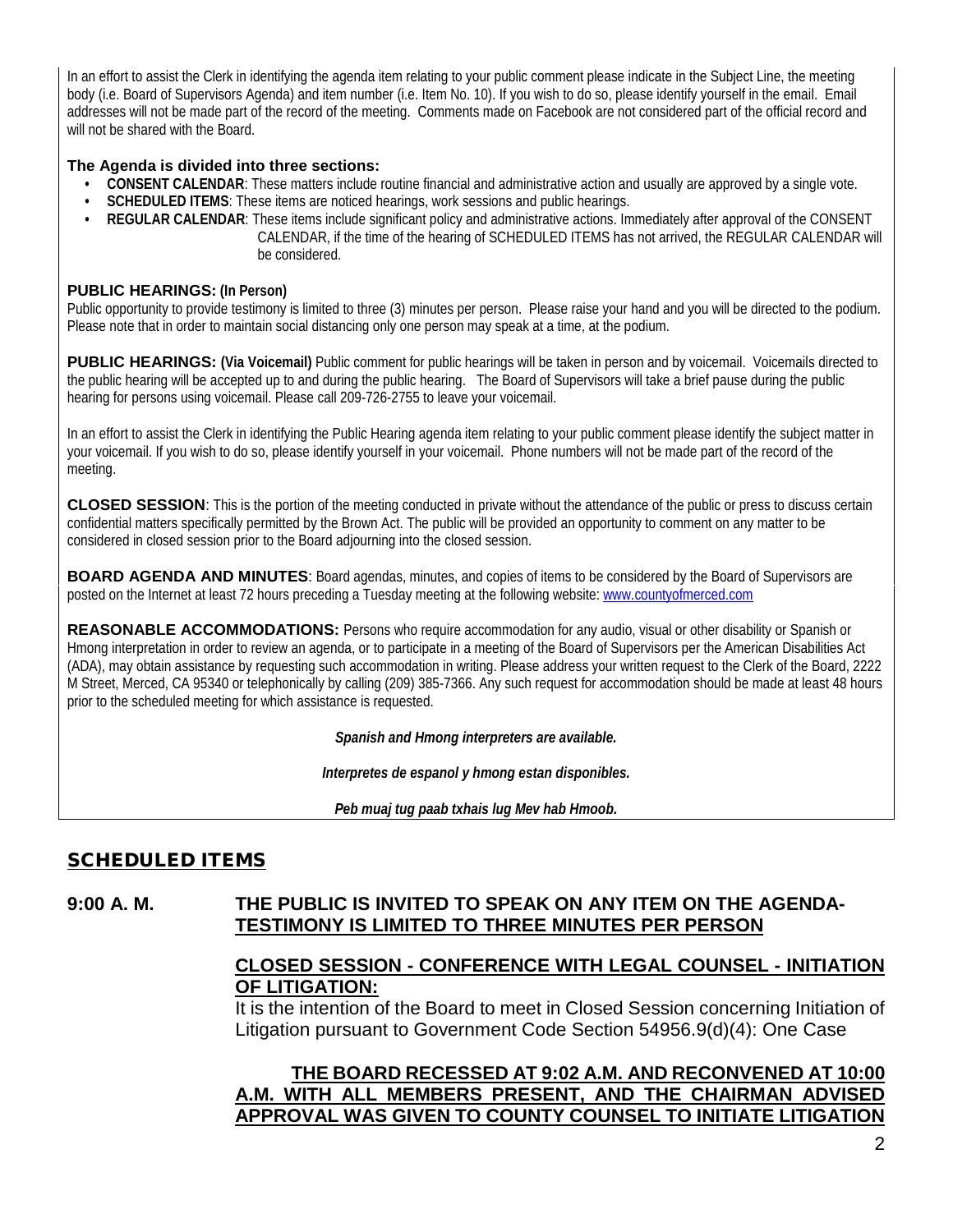In an effort to assist the Clerk in identifying the agenda item relating to your public comment please indicate in the Subject Line, the meeting body (i.e. Board of Supervisors Agenda) and item number (i.e. Item No. 10). If you wish to do so, please identify yourself in the email. Email addresses will not be made part of the record of the meeting. Comments made on Facebook are not considered part of the official record and will not be shared with the Board.

**The Agenda is divided into three sections:**

- **CONSENT CALENDAR**: These matters include routine financial and administrative action and usually are approved by a single vote.
- **SCHEDULED ITEMS**: These items are noticed hearings, work sessions and public hearings.
- **REGULAR CALENDAR**: These items include significant policy and administrative actions. Immediately after approval of the CONSENT CALENDAR, if the time of the hearing of SCHEDULED ITEMS has not arrived, the REGULAR CALENDAR will be considered.

**PUBLIC HEARINGS: (In Person)**
Public opportunity to provide testimony is limited to three (3) minutes per person. Please raise your hand and you will be directed to the podium. Please note that in order to maintain social distancing only one person may speak at a time, at the podium.

**PUBLIC HEARINGS: (Via Voicemail)** Public comment for public hearings will be taken in person and by voicemail. Voicemails directed to the public hearing will be accepted up to and during the public hearing. The Board of Supervisors will take a brief pause during the public hearing for persons using voicemail. Please call 209-726-2755 to leave your voicemail.

In an effort to assist the Clerk in identifying the Public Hearing agenda item relating to your public comment please identify the subject matter in your voicemail. If you wish to do so, please identify yourself in your voicemail. Phone numbers will not be made part of the record of the meeting.

**CLOSED SESSION**: This is the portion of the meeting conducted in private without the attendance of the public or press to discuss certain confidential matters specifically permitted by the Brown Act. The public will be provided an opportunity to comment on any matter to be considered in closed session prior to the Board adjourning into the closed session.

**BOARD AGENDA AND MINUTES**: Board agendas, minutes, and copies of items to be considered by the Board of Supervisors are posted on the Internet at least 72 hours preceding a Tuesday meeting at the following website: www.countyofmerced.com

**REASONABLE ACCOMMODATIONS:** Persons who require accommodation for any audio, visual or other disability or Spanish or Hmong interpretation in order to review an agenda, or to participate in a meeting of the Board of Supervisors per the American Disabilities Act (ADA), may obtain assistance by requesting such accommodation in writing. Please address your written request to the Clerk of the Board, 2222 M Street, Merced, CA 95340 or telephonically by calling (209) 385-7366. Any such request for accommodation should be made at least 48 hours prior to the scheduled meeting for which assistance is requested.

***Spanish and Hmong interpreters are available.***

***Interpretes de espanol y hmong estan disponibles.***

***Peb muaj tug paab txhais lug Mev hab Hmoob.***

## SCHEDULED ITEMS

**9:00 A. M.** **THE PUBLIC IS INVITED TO SPEAK ON ANY ITEM ON THE AGENDA- TESTIMONY IS LIMITED TO THREE MINUTES PER PERSON**

**CLOSED SESSION - CONFERENCE WITH LEGAL COUNSEL - INITIATION OF LITIGATION:**
It is the intention of the Board to meet in Closed Session concerning Initiation of Litigation pursuant to Government Code Section 54956.9(d)(4): One Case

**THE BOARD RECESSED AT 9:02 A.M. AND RECONVENED AT 10:00 A.M. WITH ALL MEMBERS PRESENT, AND THE CHAIRMAN ADVISED APPROVAL WAS GIVEN TO COUNTY COUNSEL TO INITIATE LITIGATION**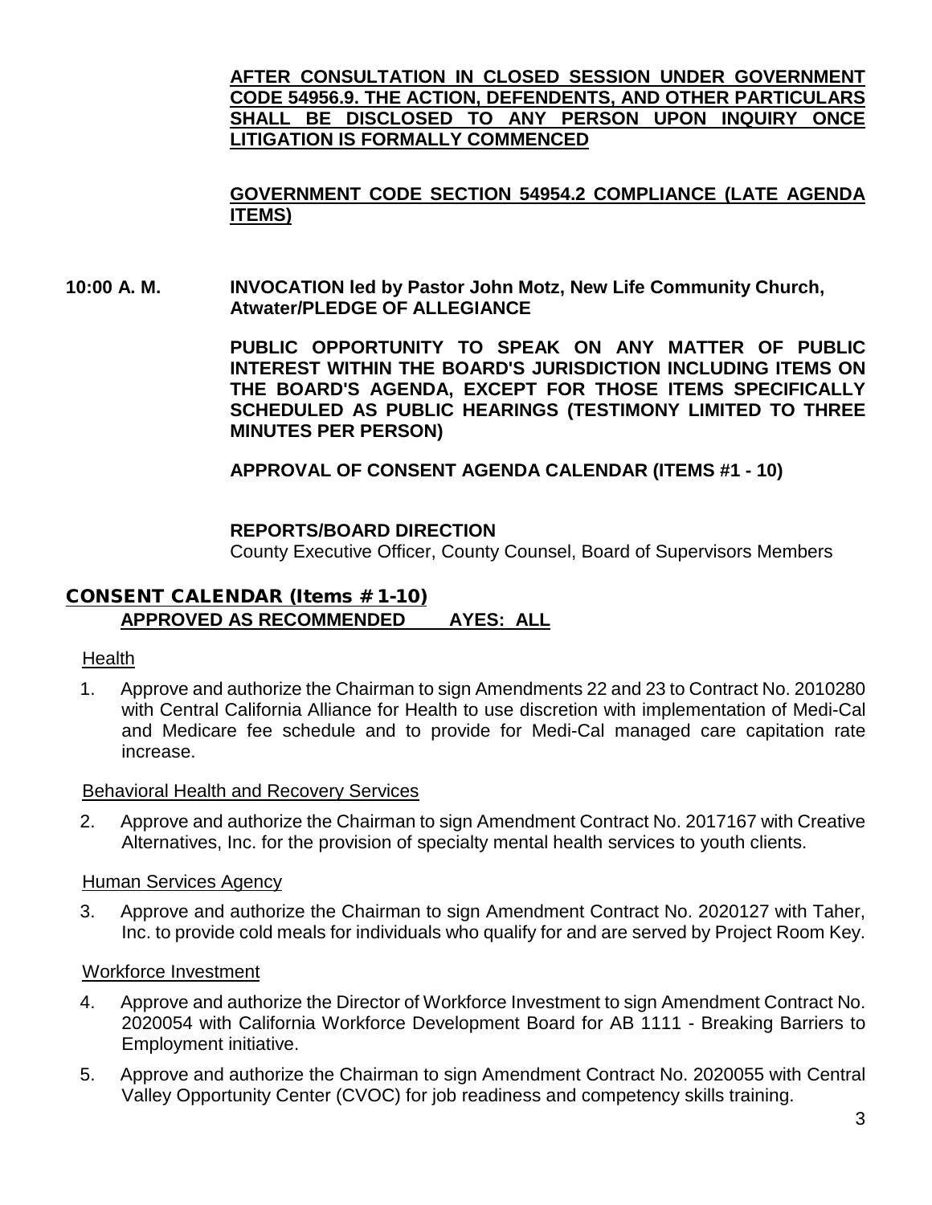**AFTER CONSULTATION IN CLOSED SESSION UNDER GOVERNMENT CODE 54956.9. THE ACTION, DEFENDENTS, AND OTHER PARTICULARS SHALL BE DISCLOSED TO ANY PERSON UPON INQUIRY ONCE LITIGATION IS FORMALLY COMMENCED**

**GOVERNMENT CODE SECTION 54954.2 COMPLIANCE (LATE AGENDA ITEMS)**

**10:00 A. M. INVOCATION led by Pastor John Motz, New Life Community Church, Atwater/PLEDGE OF ALLEGIANCE**

**PUBLIC OPPORTUNITY TO SPEAK ON ANY MATTER OF PUBLIC INTEREST WITHIN THE BOARD'S JURISDICTION INCLUDING ITEMS ON THE BOARD'S AGENDA, EXCEPT FOR THOSE ITEMS SPECIFICALLY SCHEDULED AS PUBLIC HEARINGS (TESTIMONY LIMITED TO THREE MINUTES PER PERSON)**

**APPROVAL OF CONSENT AGENDA CALENDAR (ITEMS #1 - 10)**

**REPORTS/BOARD DIRECTION**

County Executive Officer, County Counsel, Board of Supervisors Members

## CONSENT CALENDAR (Items # 1-10)

**APPROVED AS RECOMMENDED AYES: ALL**

Health

1. Approve and authorize the Chairman to sign Amendments 22 and 23 to Contract No. 2010280 with Central California Alliance for Health to use discretion with implementation of Medi-Cal and Medicare fee schedule and to provide for Medi-Cal managed care capitation rate increase.

Behavioral Health and Recovery Services

2. Approve and authorize the Chairman to sign Amendment Contract No. 2017167 with Creative Alternatives, Inc. for the provision of specialty mental health services to youth clients.

Human Services Agency

3. Approve and authorize the Chairman to sign Amendment Contract No. 2020127 with Taher, Inc. to provide cold meals for individuals who qualify for and are served by Project Room Key.

Workforce Investment

4. Approve and authorize the Director of Workforce Investment to sign Amendment Contract No. 2020054 with California Workforce Development Board for AB 1111 - Breaking Barriers to Employment initiative.
5. Approve and authorize the Chairman to sign Amendment Contract No. 2020055 with Central Valley Opportunity Center (CVOC) for job readiness and competency skills training.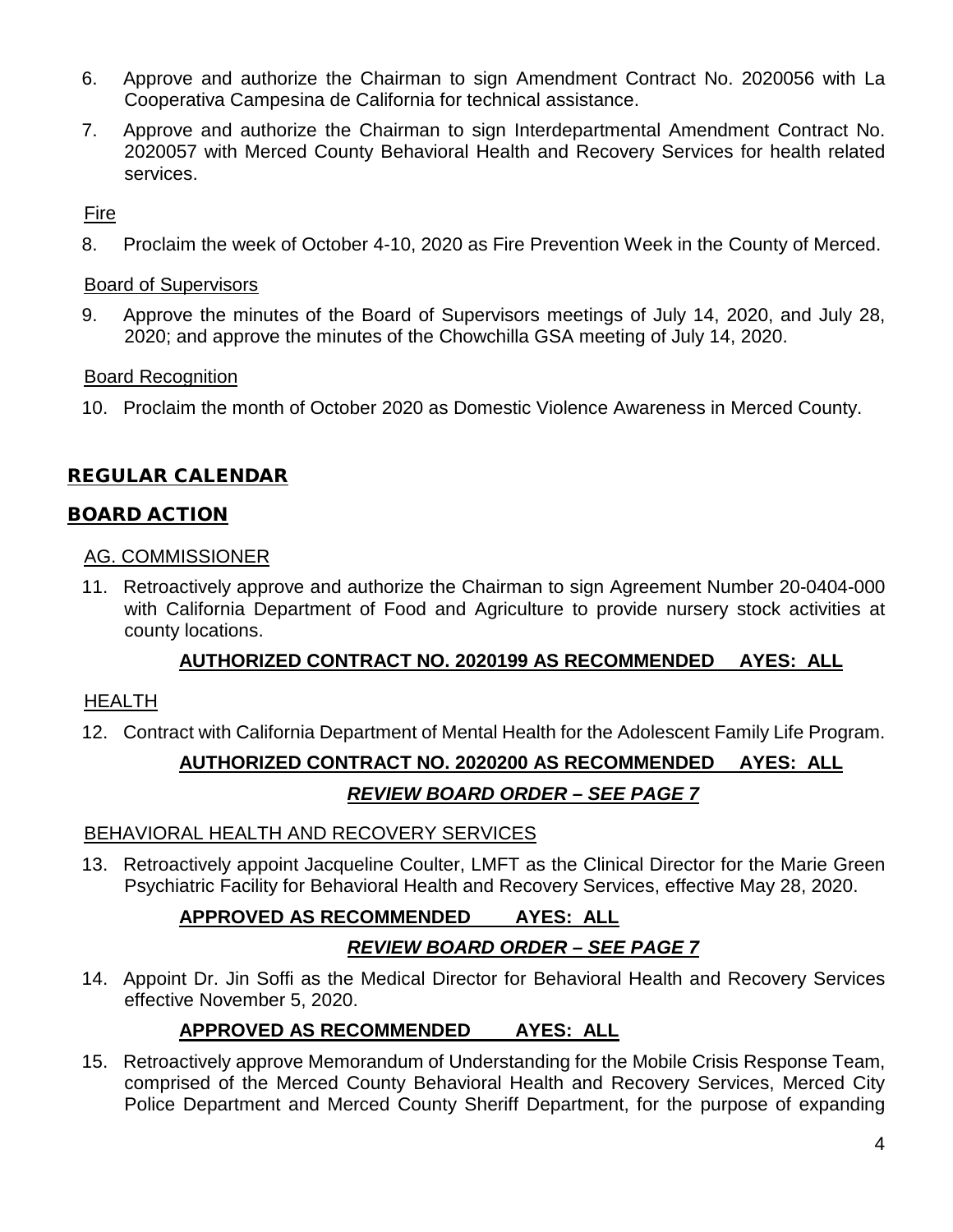6. Approve and authorize the Chairman to sign Amendment Contract No. 2020056 with La Cooperativa Campesina de California for technical assistance.
7. Approve and authorize the Chairman to sign Interdepartmental Amendment Contract No. 2020057 with Merced County Behavioral Health and Recovery Services for health related services.

Fire

8. Proclaim the week of October 4-10, 2020 as Fire Prevention Week in the County of Merced.

Board of Supervisors

9. Approve the minutes of the Board of Supervisors meetings of July 14, 2020, and July 28, 2020; and approve the minutes of the Chowchilla GSA meeting of July 14, 2020.

Board Recognition

10. Proclaim the month of October 2020 as Domestic Violence Awareness in Merced County.

## REGULAR CALENDAR

## BOARD ACTION

AG. COMMISSIONER

11. Retroactively approve and authorize the Chairman to sign Agreement Number 20-0404-000 with California Department of Food and Agriculture to provide nursery stock activities at county locations.

**AUTHORIZED CONTRACT NO. 2020199 AS RECOMMENDED AYES: ALL**

HEALTH

12. Contract with California Department of Mental Health for the Adolescent Family Life Program.

**AUTHORIZED CONTRACT NO. 2020200 AS RECOMMENDED AYES: ALL**

***REVIEW BOARD ORDER – SEE PAGE 7***

BEHAVIORAL HEALTH AND RECOVERY SERVICES

13. Retroactively appoint Jacqueline Coulter, LMFT as the Clinical Director for the Marie Green Psychiatric Facility for Behavioral Health and Recovery Services, effective May 28, 2020.

**APPROVED AS RECOMMENDED AYES: ALL**

***REVIEW BOARD ORDER – SEE PAGE 7***

14. Appoint Dr. Jin Soffi as the Medical Director for Behavioral Health and Recovery Services effective November 5, 2020.

**APPROVED AS RECOMMENDED AYES: ALL**

15. Retroactively approve Memorandum of Understanding for the Mobile Crisis Response Team, comprised of the Merced County Behavioral Health and Recovery Services, Merced City Police Department and Merced County Sheriff Department, for the purpose of expanding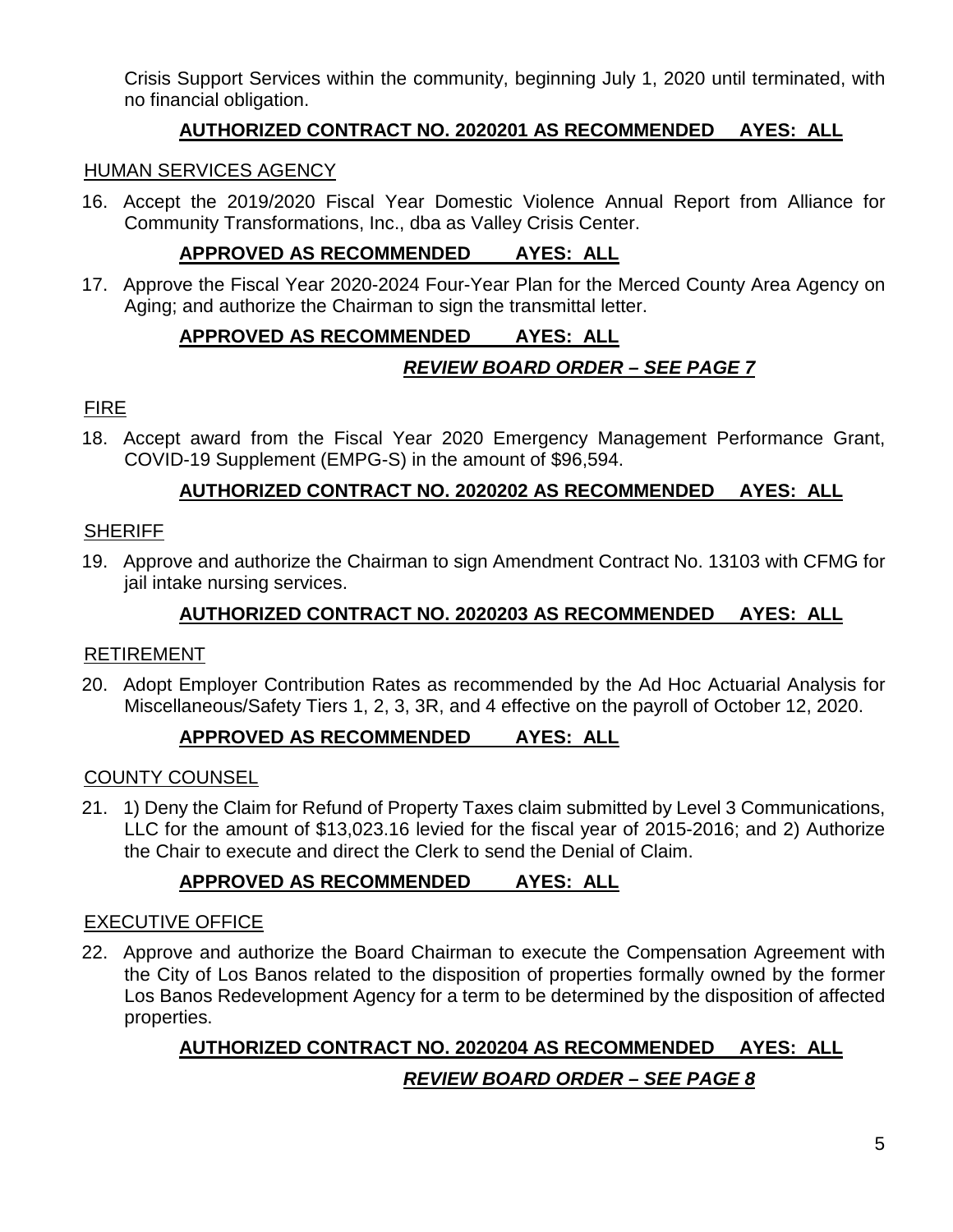Crisis Support Services within the community, beginning July 1, 2020 until terminated, with no financial obligation.

**AUTHORIZED CONTRACT NO. 2020201 AS RECOMMENDED AYES: ALL**

HUMAN SERVICES AGENCY

16. Accept the 2019/2020 Fiscal Year Domestic Violence Annual Report from Alliance for Community Transformations, Inc., dba as Valley Crisis Center.

**APPROVED AS RECOMMENDED AYES: ALL**

17. Approve the Fiscal Year 2020-2024 Four-Year Plan for the Merced County Area Agency on Aging; and authorize the Chairman to sign the transmittal letter.

**APPROVED AS RECOMMENDED AYES: ALL**

***REVIEW BOARD ORDER – SEE PAGE 7***

FIRE

18. Accept award from the Fiscal Year 2020 Emergency Management Performance Grant, COVID-19 Supplement (EMPG-S) in the amount of $96,594.

**AUTHORIZED CONTRACT NO. 2020202 AS RECOMMENDED AYES: ALL**

SHERIFF

19. Approve and authorize the Chairman to sign Amendment Contract No. 13103 with CFMG for jail intake nursing services.

**AUTHORIZED CONTRACT NO. 2020203 AS RECOMMENDED AYES: ALL**

RETIREMENT

20. Adopt Employer Contribution Rates as recommended by the Ad Hoc Actuarial Analysis for Miscellaneous/Safety Tiers 1, 2, 3, 3R, and 4 effective on the payroll of October 12, 2020.

**APPROVED AS RECOMMENDED AYES: ALL**

COUNTY COUNSEL

21. 1) Deny the Claim for Refund of Property Taxes claim submitted by Level 3 Communications, LLC for the amount of $13,023.16 levied for the fiscal year of 2015-2016; and 2) Authorize the Chair to execute and direct the Clerk to send the Denial of Claim.

**APPROVED AS RECOMMENDED AYES: ALL**

EXECUTIVE OFFICE

22. Approve and authorize the Board Chairman to execute the Compensation Agreement with the City of Los Banos related to the disposition of properties formally owned by the former Los Banos Redevelopment Agency for a term to be determined by the disposition of affected properties.

**AUTHORIZED CONTRACT NO. 2020204 AS RECOMMENDED AYES: ALL**

***REVIEW BOARD ORDER – SEE PAGE 8***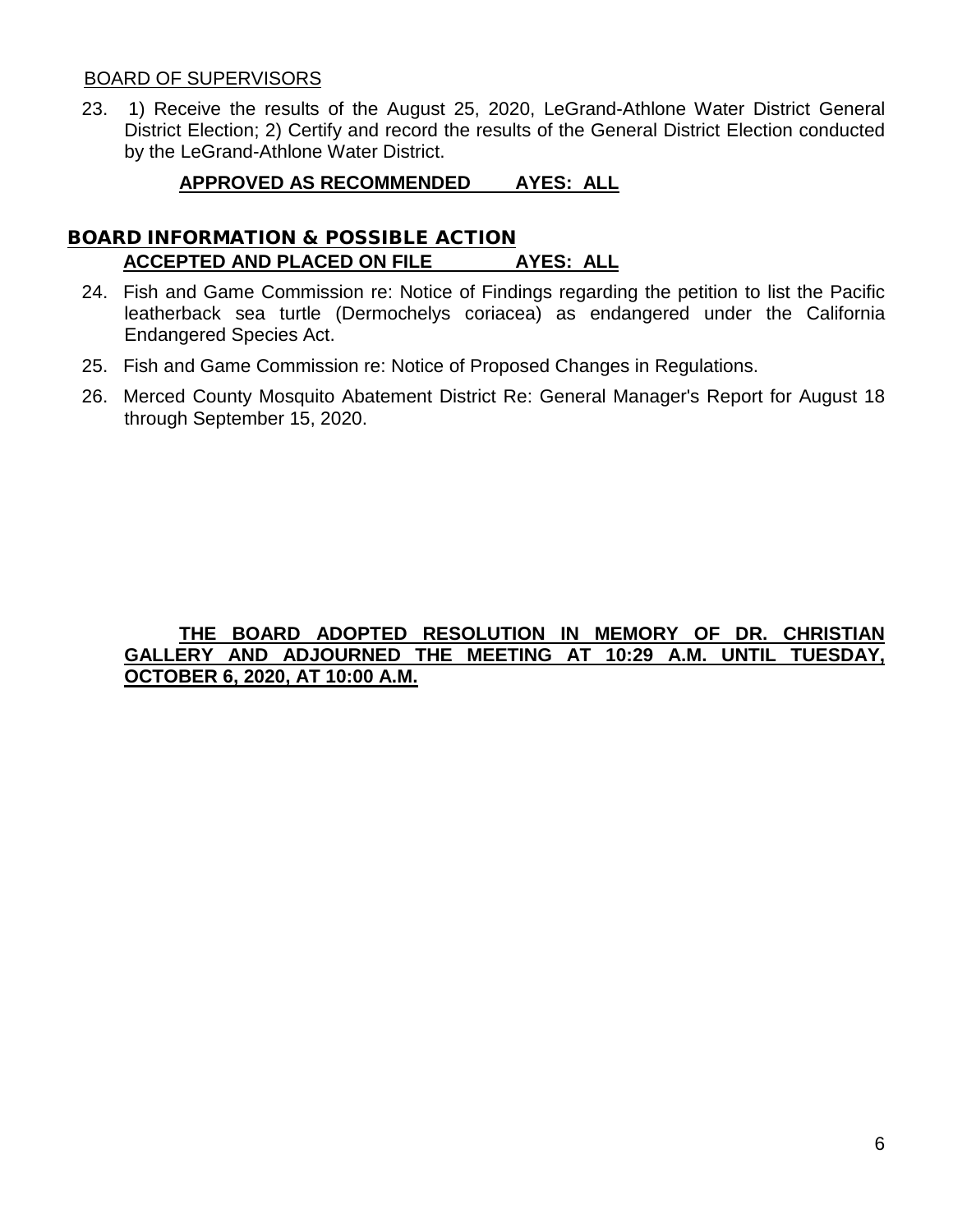BOARD OF SUPERVISORS

23. 1) Receive the results of the August 25, 2020, LeGrand-Athlone Water District General District Election; 2) Certify and record the results of the General District Election conducted by the LeGrand-Athlone Water District.

**APPROVED AS RECOMMENDED AYES: ALL**

## BOARD INFORMATION & POSSIBLE ACTION

**ACCEPTED AND PLACED ON FILE AYES: ALL**

24. Fish and Game Commission re: Notice of Findings regarding the petition to list the Pacific leatherback sea turtle (Dermochelys coriacea) as endangered under the California Endangered Species Act.

25. Fish and Game Commission re: Notice of Proposed Changes in Regulations.

26. Merced County Mosquito Abatement District Re: General Manager's Report for August 18 through September 15, 2020.

**THE BOARD ADOPTED RESOLUTION IN MEMORY OF DR. CHRISTIAN GALLERY AND ADJOURNED THE MEETING AT 10:29 A.M. UNTIL TUESDAY, OCTOBER 6, 2020, AT 10:00 A.M.**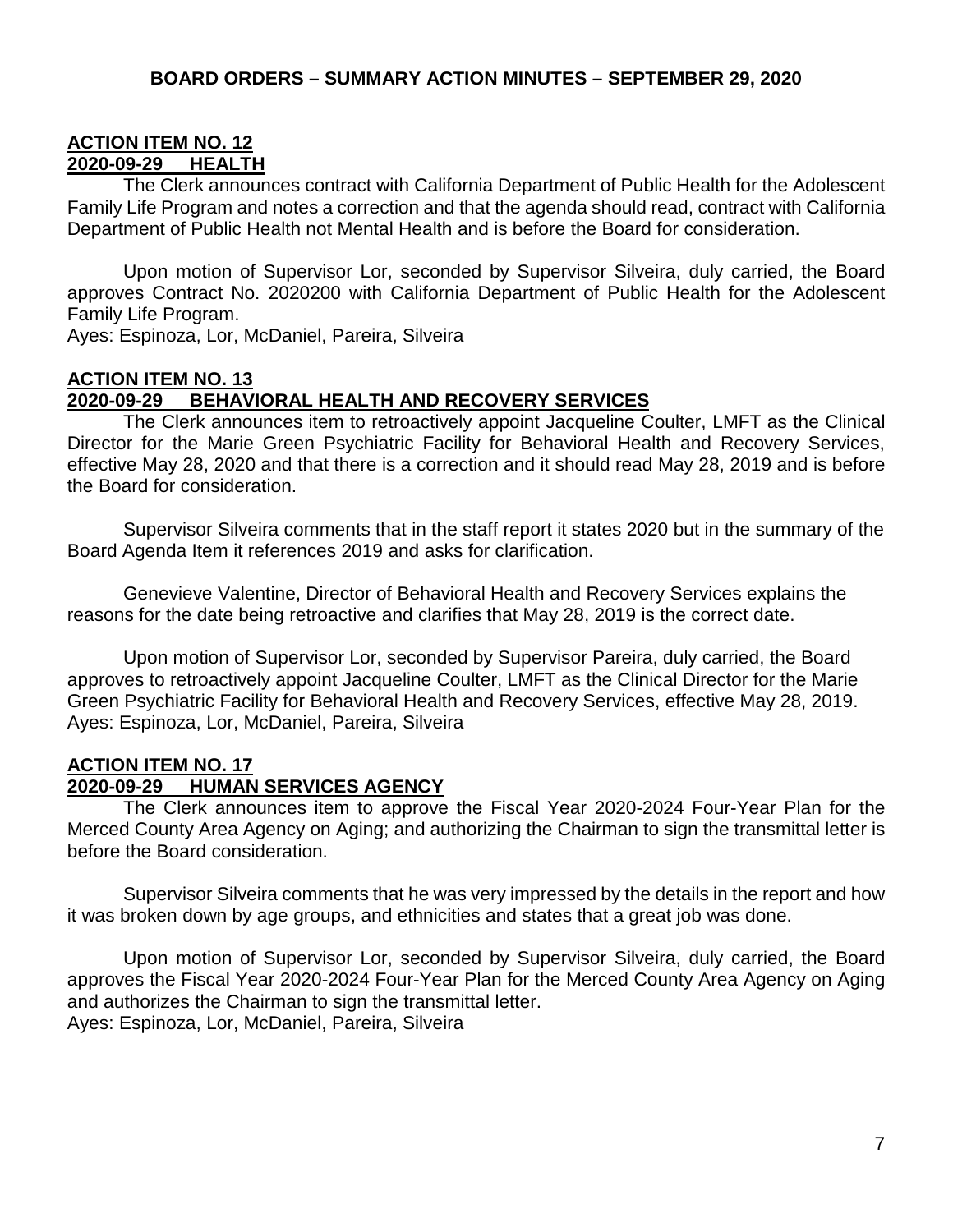**BOARD ORDERS – SUMMARY ACTION MINUTES – SEPTEMBER 29, 2020**

**ACTION ITEM NO. 12**
**2020-09-29 HEALTH**

The Clerk announces contract with California Department of Public Health for the Adolescent Family Life Program and notes a correction and that the agenda should read, contract with California Department of Public Health not Mental Health and is before the Board for consideration.

Upon motion of Supervisor Lor, seconded by Supervisor Silveira, duly carried, the Board approves Contract No. 2020200 with California Department of Public Health for the Adolescent Family Life Program.
Ayes: Espinoza, Lor, McDaniel, Pareira, Silveira

**ACTION ITEM NO. 13**
**2020-09-29 BEHAVIORAL HEALTH AND RECOVERY SERVICES**

The Clerk announces item to retroactively appoint Jacqueline Coulter, LMFT as the Clinical Director for the Marie Green Psychiatric Facility for Behavioral Health and Recovery Services, effective May 28, 2020 and that there is a correction and it should read May 28, 2019 and is before the Board for consideration.

Supervisor Silveira comments that in the staff report it states 2020 but in the summary of the Board Agenda Item it references 2019 and asks for clarification.

Genevieve Valentine, Director of Behavioral Health and Recovery Services explains the reasons for the date being retroactive and clarifies that May 28, 2019 is the correct date.

Upon motion of Supervisor Lor, seconded by Supervisor Pareira, duly carried, the Board approves to retroactively appoint Jacqueline Coulter, LMFT as the Clinical Director for the Marie Green Psychiatric Facility for Behavioral Health and Recovery Services, effective May 28, 2019.
Ayes: Espinoza, Lor, McDaniel, Pareira, Silveira

**ACTION ITEM NO. 17**
**2020-09-29 HUMAN SERVICES AGENCY**

The Clerk announces item to approve the Fiscal Year 2020-2024 Four-Year Plan for the Merced County Area Agency on Aging; and authorizing the Chairman to sign the transmittal letter is before the Board consideration.

Supervisor Silveira comments that he was very impressed by the details in the report and how it was broken down by age groups, and ethnicities and states that a great job was done.

Upon motion of Supervisor Lor, seconded by Supervisor Silveira, duly carried, the Board approves the Fiscal Year 2020-2024 Four-Year Plan for the Merced County Area Agency on Aging and authorizes the Chairman to sign the transmittal letter.
Ayes: Espinoza, Lor, McDaniel, Pareira, Silveira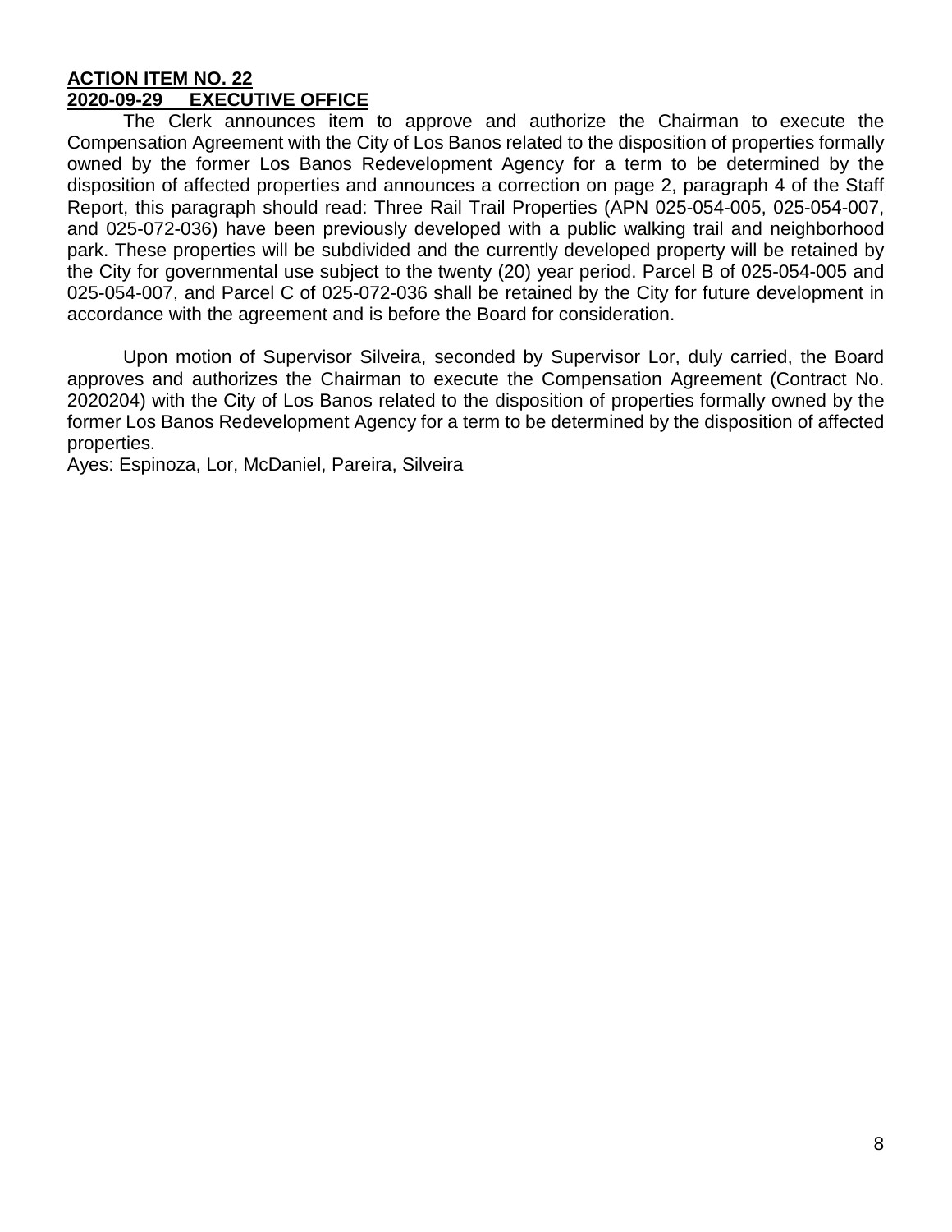**ACTION ITEM NO. 22**
**2020-09-29 EXECUTIVE OFFICE**

The Clerk announces item to approve and authorize the Chairman to execute the Compensation Agreement with the City of Los Banos related to the disposition of properties formally owned by the former Los Banos Redevelopment Agency for a term to be determined by the disposition of affected properties and announces a correction on page 2, paragraph 4 of the Staff Report, this paragraph should read: Three Rail Trail Properties (APN 025-054-005, 025-054-007, and 025-072-036) have been previously developed with a public walking trail and neighborhood park. These properties will be subdivided and the currently developed property will be retained by the City for governmental use subject to the twenty (20) year period. Parcel B of 025-054-005 and 025-054-007, and Parcel C of 025-072-036 shall be retained by the City for future development in accordance with the agreement and is before the Board for consideration.

Upon motion of Supervisor Silveira, seconded by Supervisor Lor, duly carried, the Board approves and authorizes the Chairman to execute the Compensation Agreement (Contract No. 2020204) with the City of Los Banos related to the disposition of properties formally owned by the former Los Banos Redevelopment Agency for a term to be determined by the disposition of affected properties.

Ayes: Espinoza, Lor, McDaniel, Pareira, Silveira